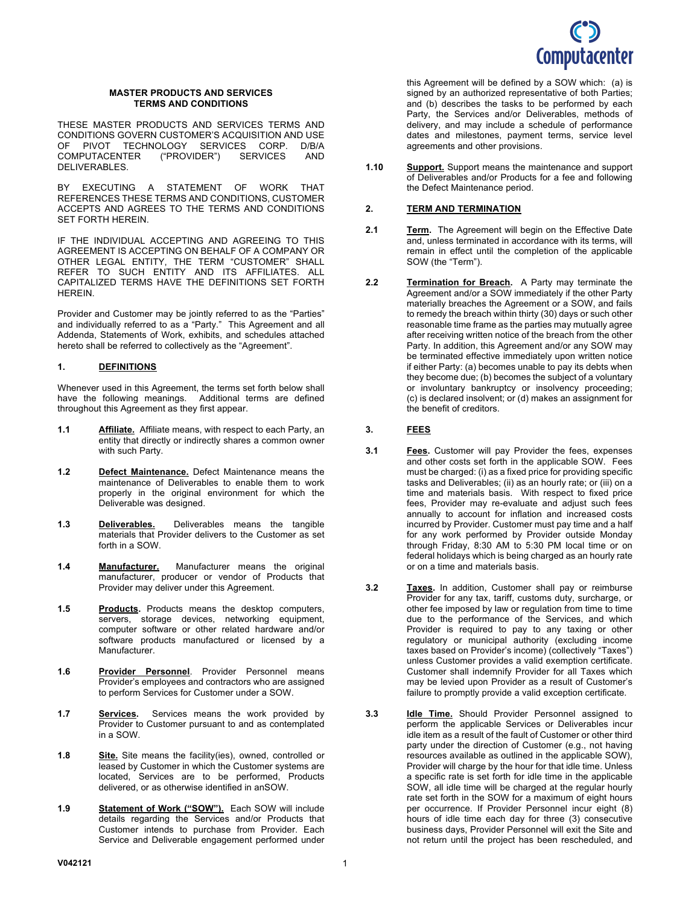## MASTER PRODUCTS AND SERVICES TERMS AND CONDITIONS

THESE MASTER PRODUCTS AND SERVICES TERMS AND CONDITIONS GOVERN CUSTOMER'S ACQUISITION AND USE OF PIVOT TECHNOLOGY SERVICES CORP. D/B/A COMPUTACENTER ("PROVIDER") SERVICES AND DELIVERABLES.

BY EXECUTING A STATEMENT OF WORK THAT REFERENCES THESE TERMS AND CONDITIONS, CUSTOMER ACCEPTS AND AGREES TO THE TERMS AND CONDITIONS SET FORTH HEREIN.

IF THE INDIVIDUAL ACCEPTING AND AGREEING TO THIS AGREEMENT IS ACCEPTING ON BEHALF OF A COMPANY OR OTHER LEGAL ENTITY, THE TERM "CUSTOMER" SHALL REFER TO SUCH ENTITY AND ITS AFFILIATES. ALL CAPITALIZED TERMS HAVE THE DEFINITIONS SET FORTH HEREIN.

Provider and Customer may be jointly referred to as the "Parties" and individually referred to as a "Party." This Agreement and all Addenda, Statements of Work, exhibits, and schedules attached hereto shall be referred to collectively as the "Agreement".

### 1. DEFINITIONS

Whenever used in this Agreement, the terms set forth below shall have the following meanings. Additional terms are defined throughout this Agreement as they first appear.

**1.1 Affiliate.** Affiliate means, with respect to each Party, an entity that directly or indirectly shares a common owner with such Party.

**1.2 Defect Maintenance.** Defect Maintenance means the maintenance of Deliverables to enable them to work properly in the original environment for which the Deliverable was designed.

**1.3 Deliverables.** Deliverables means the tangible materials that Provider delivers to the Customer as set forth in a SOW.

**1.4 Manufacturer.** Manufacturer means the original manufacturer, producer or vendor of Products that Provider may deliver under this Agreement.

**1.5 Products.** Products means the desktop computers, servers, storage devices, networking equipment, computer software or other related hardware and/or software products manufactured or licensed by a Manufacturer.

**1.6 Provider Personnel.** Provider Personnel means Provider's employees and contractors who are assigned to perform Services for Customer under a SOW.

**1.7 Services.** Services means the work provided by Provider to Customer pursuant to and as contemplated in a SOW.

**1.8 Site.** Site means the facility(ies), owned, controlled or leased by Customer in which the Customer systems are located, Services are to be performed, Products delivered, or as otherwise identified in anSOW.

**1.9 Statement of Work ("SOW").** Each SOW will include details regarding the Services and/or Products that Customer intends to purchase from Provider. Each Service and Deliverable engagement performed under this Agreement will be defined by a SOW which: (a) is signed by an authorized representative of both Parties; and (b) describes the tasks to be performed by each Party, the Services and/or Deliverables, methods of delivery, and may include a schedule of performance dates and milestones, payment terms, service level agreements and other provisions.

**1.10 Support.** Support means the maintenance and support of Deliverables and/or Products for a fee and following the Defect Maintenance period.

### 2. TERM AND TERMINATION

**2.1 Term.** The Agreement will begin on the Effective Date and, unless terminated in accordance with its terms, will remain in effect until the completion of the applicable SOW (the "Term").

**2.2 Termination for Breach.** A Party may terminate the Agreement and/or a SOW immediately if the other Party materially breaches the Agreement or a SOW, and fails to remedy the breach within thirty (30) days or such other reasonable time frame as the parties may mutually agree after receiving written notice of the breach from the other Party. In addition, this Agreement and/or any SOW may be terminated effective immediately upon written notice if either Party: (a) becomes unable to pay its debts when they become due; (b) becomes the subject of a voluntary or involuntary bankruptcy or insolvency proceeding; (c) is declared insolvent; or (d) makes an assignment for the benefit of creditors.

### 3. FEES

**3.1 Fees.** Customer will pay Provider the fees, expenses and other costs set forth in the applicable SOW. Fees must be charged: (i) as a fixed price for providing specific tasks and Deliverables; (ii) as an hourly rate; or (iii) on a time and materials basis. With respect to fixed price fees, Provider may re-evaluate and adjust such fees annually to account for inflation and increased costs incurred by Provider. Customer must pay time and a half for any work performed by Provider outside Monday through Friday, 8:30 AM to 5:30 PM local time or on federal holidays which is being charged as an hourly rate or on a time and materials basis.

**3.2 Taxes.** In addition, Customer shall pay or reimburse Provider for any tax, tariff, customs duty, surcharge, or other fee imposed by law or regulation from time to time due to the performance of the Services, and which Provider is required to pay to any taxing or other regulatory or municipal authority (excluding income taxes based on Provider's income) (collectively "Taxes") unless Customer provides a valid exemption certificate. Customer shall indemnify Provider for all Taxes which may be levied upon Provider as a result of Customer's failure to promptly provide a valid exception certificate.

**3.3 Idle Time.** Should Provider Personnel assigned to perform the applicable Services or Deliverables incur idle item as a result of the fault of Customer or other third party under the direction of Customer (e.g., not having resources available as outlined in the applicable SOW), Provider will charge by the hour for that idle time. Unless a specific rate is set forth for idle time in the applicable SOW, all idle time will be charged at the regular hourly rate set forth in the SOW for a maximum of eight hours per occurrence. If Provider Personnel incur eight (8) hours of idle time each day for three (3) consecutive business days, Provider Personnel will exit the Site and not return until the project has been rescheduled, and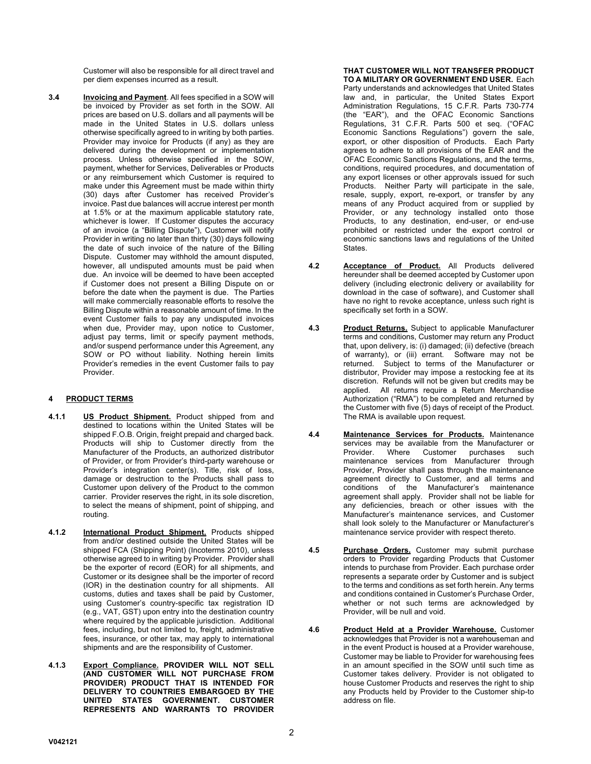Customer will also be responsible for all direct travel and per diem expenses incurred as a result.

**3.4** **Invoicing and Payment**. All fees specified in a SOW will be invoiced by Provider as set forth in the SOW. All prices are based on U.S. dollars and all payments will be made in the United States in U.S. dollars unless otherwise specifically agreed to in writing by both parties. Provider may invoice for Products (if any) as they are delivered during the development or implementation process. Unless otherwise specified in the SOW, payment, whether for Services, Deliverables or Products or any reimbursement which Customer is required to make under this Agreement must be made within thirty (30) days after Customer has received Provider's invoice. Past due balances will accrue interest per month at 1.5% or at the maximum applicable statutory rate, whichever is lower. If Customer disputes the accuracy of an invoice (a "Billing Dispute"), Customer will notify Provider in writing no later than thirty (30) days following the date of such invoice of the nature of the Billing Dispute. Customer may withhold the amount disputed, however, all undisputed amounts must be paid when due. An invoice will be deemed to have been accepted if Customer does not present a Billing Dispute on or before the date when the payment is due. The Parties will make commercially reasonable efforts to resolve the Billing Dispute within a reasonable amount of time. In the event Customer fails to pay any undisputed invoices when due, Provider may, upon notice to Customer, adjust pay terms, limit or specify payment methods, and/or suspend performance under this Agreement, any SOW or PO without liability. Nothing herein limits Provider's remedies in the event Customer fails to pay Provider.

## 4 PRODUCT TERMS

**4.1.1** **US Product Shipment.** Product shipped from and destined to locations within the United States will be shipped F.O.B. Origin, freight prepaid and charged back. Products will ship to Customer directly from the Manufacturer of the Products, an authorized distributor of Provider, or from Provider's third-party warehouse or Provider's integration center(s). Title, risk of loss, damage or destruction to the Products shall pass to Customer upon delivery of the Product to the common carrier. Provider reserves the right, in its sole discretion, to select the means of shipment, point of shipping, and routing.

**4.1.2** **International Product Shipment.** Products shipped from and/or destined outside the United States will be shipped FCA (Shipping Point) (Incoterms 2010), unless otherwise agreed to in writing by Provider. Provider shall be the exporter of record (EOR) for all shipments, and Customer or its designee shall be the importer of record (IOR) in the destination country for all shipments. All customs, duties and taxes shall be paid by Customer, using Customer's country-specific tax registration ID (e.g., VAT, GST) upon entry into the destination country where required by the applicable jurisdiction. Additional fees, including, but not limited to, freight, administrative fees, insurance, or other tax, may apply to international shipments and are the responsibility of Customer.

**4.1.3** **Export Compliance.** **PROVIDER WILL NOT SELL (AND CUSTOMER WILL NOT PURCHASE FROM PROVIDER) PRODUCT THAT IS INTENDED FOR DELIVERY TO COUNTRIES EMBARGOED BY THE UNITED STATES GOVERNMENT. CUSTOMER REPRESENTS AND WARRANTS TO PROVIDER THAT CUSTOMER WILL NOT TRANSFER PRODUCT TO A MILITARY OR GOVERNMENT END USER.** Each Party understands and acknowledges that United States law and, in particular, the United States Export Administration Regulations, 15 C.F.R. Parts 730-774 (the "EAR"), and the OFAC Economic Sanctions Regulations, 31 C.F.R. Parts 500 et seq. ("OFAC Economic Sanctions Regulations") govern the sale, export, or other disposition of Products. Each Party agrees to adhere to all provisions of the EAR and the OFAC Economic Sanctions Regulations, and the terms, conditions, required procedures, and documentation of any export licenses or other approvals issued for such Products. Neither Party will participate in the sale, resale, supply, export, re-export, or transfer by any means of any Product acquired from or supplied by Provider, or any technology installed onto those Products, to any destination, end-user, or end-use prohibited or restricted under the export control or economic sanctions laws and regulations of the United States.

**4.2** **Acceptance of Product.** All Products delivered hereunder shall be deemed accepted by Customer upon delivery (including electronic delivery or availability for download in the case of software), and Customer shall have no right to revoke acceptance, unless such right is specifically set forth in a SOW.

**4.3** **Product Returns.** Subject to applicable Manufacturer terms and conditions, Customer may return any Product that, upon delivery, is: (i) damaged; (ii) defective (breach of warranty), or (iii) errant. Software may not be returned. Subject to terms of the Manufacturer or distributor, Provider may impose a restocking fee at its discretion. Refunds will not be given but credits may be applied. All returns require a Return Merchandise Authorization ("RMA") to be completed and returned by the Customer with five (5) days of receipt of the Product. The RMA is available upon request.

**4.4** **Maintenance Services for Products.** Maintenance services may be available from the Manufacturer or Provider. Where Customer purchases such maintenance services from Manufacturer through Provider, Provider shall pass through the maintenance agreement directly to Customer, and all terms and conditions of the Manufacturer's maintenance agreement shall apply. Provider shall not be liable for any deficiencies, breach or other issues with the Manufacturer's maintenance services, and Customer shall look solely to the Manufacturer or Manufacturer's maintenance service provider with respect thereto.

**4.5** **Purchase Orders.** Customer may submit purchase orders to Provider regarding Products that Customer intends to purchase from Provider. Each purchase order represents a separate order by Customer and is subject to the terms and conditions as set forth herein. Any terms and conditions contained in Customer's Purchase Order, whether or not such terms are acknowledged by Provider, will be null and void.

**4.6** **Product Held at a Provider Warehouse.** Customer acknowledges that Provider is not a warehouseman and in the event Product is housed at a Provider warehouse, Customer may be liable to Provider for warehousing fees in an amount specified in the SOW until such time as Customer takes delivery. Provider is not obligated to house Customer Products and reserves the right to ship any Products held by Provider to the Customer ship-to address on file.

V042121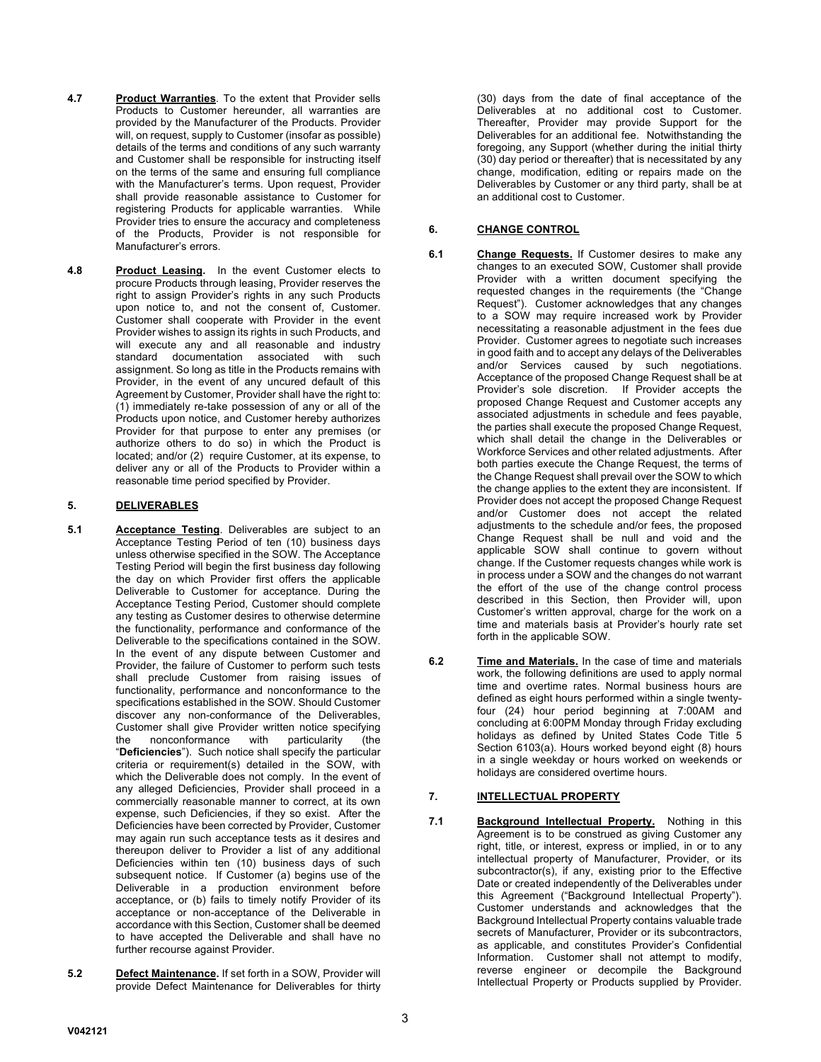**4.7** **Product Warranties**. To the extent that Provider sells Products to Customer hereunder, all warranties are provided by the Manufacturer of the Products. Provider will, on request, supply to Customer (insofar as possible) details of the terms and conditions of any such warranty and Customer shall be responsible for instructing itself on the terms of the same and ensuring full compliance with the Manufacturer's terms. Upon request, Provider shall provide reasonable assistance to Customer for registering Products for applicable warranties. While Provider tries to ensure the accuracy and completeness of the Products, Provider is not responsible for Manufacturer's errors.

**4.8** **Product Leasing.** In the event Customer elects to procure Products through leasing, Provider reserves the right to assign Provider's rights in any such Products upon notice to, and not the consent of, Customer. Customer shall cooperate with Provider in the event Provider wishes to assign its rights in such Products, and will execute any and all reasonable and industry standard documentation associated with such assignment. So long as title in the Products remains with Provider, in the event of any uncured default of this Agreement by Customer, Provider shall have the right to: (1) immediately re-take possession of any or all of the Products upon notice, and Customer hereby authorizes Provider for that purpose to enter any premises (or authorize others to do so) in which the Product is located; and/or (2) require Customer, at its expense, to deliver any or all of the Products to Provider within a reasonable time period specified by Provider.

## 5. DELIVERABLES

**5.1** **Acceptance Testing**. Deliverables are subject to an Acceptance Testing Period of ten (10) business days unless otherwise specified in the SOW. The Acceptance Testing Period will begin the first business day following the day on which Provider first offers the applicable Deliverable to Customer for acceptance. During the Acceptance Testing Period, Customer should complete any testing as Customer desires to otherwise determine the functionality, performance and conformance of the Deliverable to the specifications contained in the SOW. In the event of any dispute between Customer and Provider, the failure of Customer to perform such tests shall preclude Customer from raising issues of functionality, performance and nonconformance to the specifications established in the SOW. Should Customer discover any non-conformance of the Deliverables, Customer shall give Provider written notice specifying the nonconformance with particularity (the "**Deficiencies**"). Such notice shall specify the particular criteria or requirement(s) detailed in the SOW, with which the Deliverable does not comply. In the event of any alleged Deficiencies, Provider shall proceed in a commercially reasonable manner to correct, at its own expense, such Deficiencies, if they so exist. After the Deficiencies have been corrected by Provider, Customer may again run such acceptance tests as it desires and thereupon deliver to Provider a list of any additional Deficiencies within ten (10) business days of such subsequent notice. If Customer (a) begins use of the Deliverable in a production environment before acceptance, or (b) fails to timely notify Provider of its acceptance or non-acceptance of the Deliverable in accordance with this Section, Customer shall be deemed to have accepted the Deliverable and shall have no further recourse against Provider.

**5.2** **Defect Maintenance.** If set forth in a SOW, Provider will provide Defect Maintenance for Deliverables for thirty (30) days from the date of final acceptance of the Deliverables at no additional cost to Customer. Thereafter, Provider may provide Support for the Deliverables for an additional fee. Notwithstanding the foregoing, any Support (whether during the initial thirty (30) day period or thereafter) that is necessitated by any change, modification, editing or repairs made on the Deliverables by Customer or any third party, shall be at an additional cost to Customer.

## 6. CHANGE CONTROL

**6.1** **Change Requests.** If Customer desires to make any changes to an executed SOW, Customer shall provide Provider with a written document specifying the requested changes in the requirements (the "Change Request"). Customer acknowledges that any changes to a SOW may require increased work by Provider necessitating a reasonable adjustment in the fees due Provider. Customer agrees to negotiate such increases in good faith and to accept any delays of the Deliverables and/or Services caused by such negotiations. Acceptance of the proposed Change Request shall be at Provider's sole discretion. If Provider accepts the proposed Change Request and Customer accepts any associated adjustments in schedule and fees payable, the parties shall execute the proposed Change Request, which shall detail the change in the Deliverables or Workforce Services and other related adjustments. After both parties execute the Change Request, the terms of the Change Request shall prevail over the SOW to which the change applies to the extent they are inconsistent. If Provider does not accept the proposed Change Request and/or Customer does not accept the related adjustments to the schedule and/or fees, the proposed Change Request shall be null and void and the applicable SOW shall continue to govern without change. If the Customer requests changes while work is in process under a SOW and the changes do not warrant the effort of the use of the change control process described in this Section, then Provider will, upon Customer's written approval, charge for the work on a time and materials basis at Provider's hourly rate set forth in the applicable SOW.

**6.2** **Time and Materials.** In the case of time and materials work, the following definitions are used to apply normal time and overtime rates. Normal business hours are defined as eight hours performed within a single twenty-four (24) hour period beginning at 7:00AM and concluding at 6:00PM Monday through Friday excluding holidays as defined by United States Code Title 5 Section 6103(a). Hours worked beyond eight (8) hours in a single weekday or hours worked on weekends or holidays are considered overtime hours.

## 7. INTELLECTUAL PROPERTY

**7.1** **Background Intellectual Property.** Nothing in this Agreement is to be construed as giving Customer any right, title, or interest, express or implied, in or to any intellectual property of Manufacturer, Provider, or its subcontractor(s), if any, existing prior to the Effective Date or created independently of the Deliverables under this Agreement ("Background Intellectual Property"). Customer understands and acknowledges that the Background Intellectual Property contains valuable trade secrets of Manufacturer, Provider or its subcontractors, as applicable, and constitutes Provider's Confidential Information. Customer shall not attempt to modify, reverse engineer or decompile the Background Intellectual Property or Products supplied by Provider.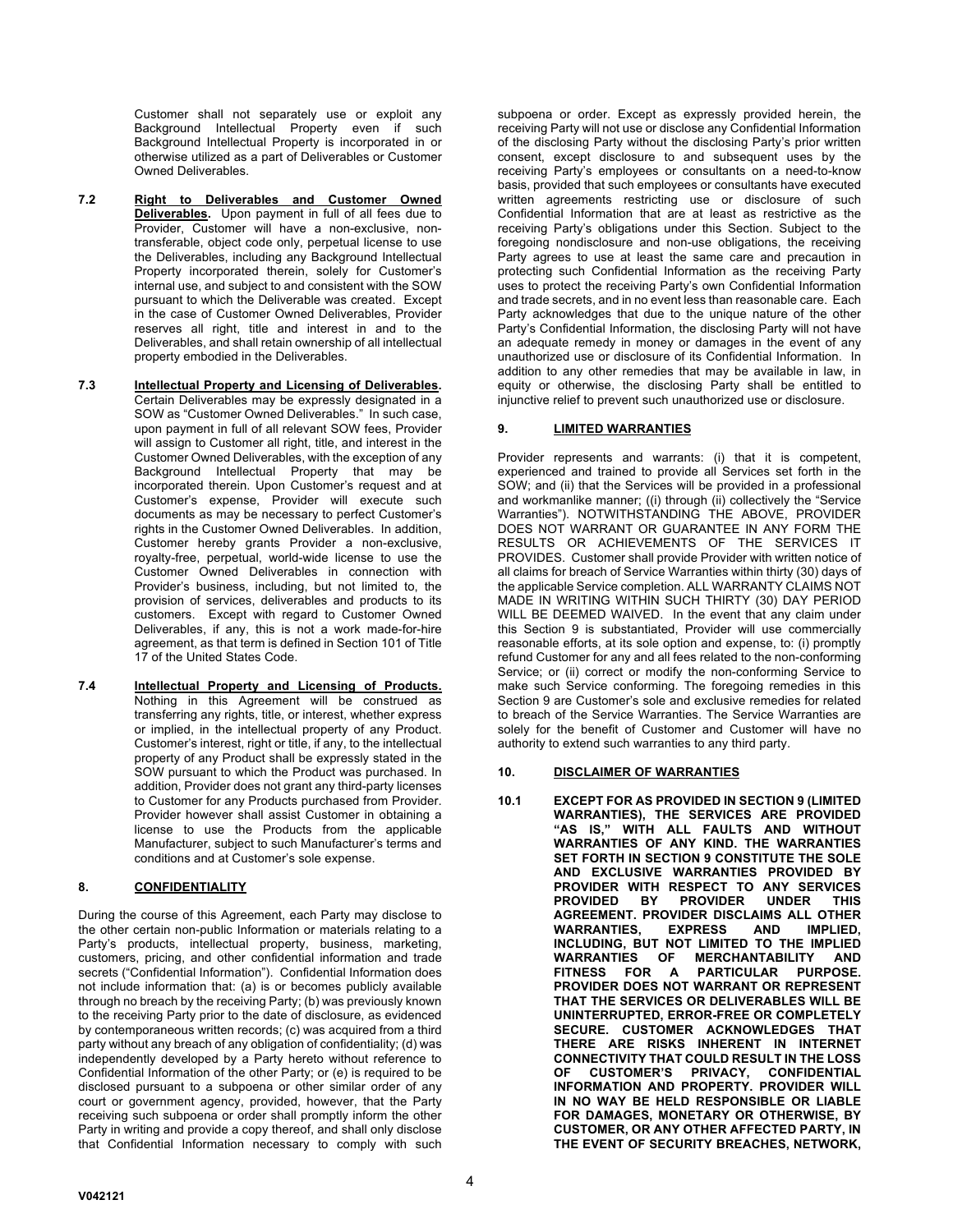Customer shall not separately use or exploit any Background Intellectual Property even if such Background Intellectual Property is incorporated in or otherwise utilized as a part of Deliverables or Customer Owned Deliverables.

**7.2** **Right to Deliverables and Customer Owned Deliverables.** Upon payment in full of all fees due to Provider, Customer will have a non-exclusive, non-transferable, object code only, perpetual license to use the Deliverables, including any Background Intellectual Property incorporated therein, solely for Customer's internal use, and subject to and consistent with the SOW pursuant to which the Deliverable was created. Except in the case of Customer Owned Deliverables, Provider reserves all right, title and interest in and to the Deliverables, and shall retain ownership of all intellectual property embodied in the Deliverables.

**7.3** **Intellectual Property and Licensing of Deliverables.** Certain Deliverables may be expressly designated in a SOW as "Customer Owned Deliverables." In such case, upon payment in full of all relevant SOW fees, Provider will assign to Customer all right, title, and interest in the Customer Owned Deliverables, with the exception of any Background Intellectual Property that may be incorporated therein. Upon Customer's request and at Customer's expense, Provider will execute such documents as may be necessary to perfect Customer's rights in the Customer Owned Deliverables. In addition, Customer hereby grants Provider a non-exclusive, royalty-free, perpetual, world-wide license to use the Customer Owned Deliverables in connection with Provider's business, including, but not limited to, the provision of services, deliverables and products to its customers. Except with regard to Customer Owned Deliverables, if any, this is not a work made-for-hire agreement, as that term is defined in Section 101 of Title 17 of the United States Code.

**7.4** **Intellectual Property and Licensing of Products.** Nothing in this Agreement will be construed as transferring any rights, title, or interest, whether express or implied, in the intellectual property of any Product. Customer's interest, right or title, if any, to the intellectual property of any Product shall be expressly stated in the SOW pursuant to which the Product was purchased. In addition, Provider does not grant any third-party licenses to Customer for any Products purchased from Provider. Provider however shall assist Customer in obtaining a license to use the Products from the applicable Manufacturer, subject to such Manufacturer's terms and conditions and at Customer's sole expense.

## 8. CONFIDENTIALITY

During the course of this Agreement, each Party may disclose to the other certain non-public Information or materials relating to a Party's products, intellectual property, business, marketing, customers, pricing, and other confidential information and trade secrets ("Confidential Information"). Confidential Information does not include information that: (a) is or becomes publicly available through no breach by the receiving Party; (b) was previously known to the receiving Party prior to the date of disclosure, as evidenced by contemporaneous written records; (c) was acquired from a third party without any breach of any obligation of confidentiality; (d) was independently developed by a Party hereto without reference to Confidential Information of the other Party; or (e) is required to be disclosed pursuant to a subpoena or other similar order of any court or government agency, provided, however, that the Party receiving such subpoena or order shall promptly inform the other Party in writing and provide a copy thereof, and shall only disclose that Confidential Information necessary to comply with such subpoena or order. Except as expressly provided herein, the receiving Party will not use or disclose any Confidential Information of the disclosing Party without the disclosing Party's prior written consent, except disclosure to and subsequent uses by the receiving Party's employees or consultants on a need-to-know basis, provided that such employees or consultants have executed written agreements restricting use or disclosure of such Confidential Information that are at least as restrictive as the receiving Party's obligations under this Section. Subject to the foregoing nondisclosure and non-use obligations, the receiving Party agrees to use at least the same care and precaution in protecting such Confidential Information as the receiving Party uses to protect the receiving Party's own Confidential Information and trade secrets, and in no event less than reasonable care. Each Party acknowledges that due to the unique nature of the other Party's Confidential Information, the disclosing Party will not have an adequate remedy in money or damages in the event of any unauthorized use or disclosure of its Confidential Information. In addition to any other remedies that may be available in law, in equity or otherwise, the disclosing Party shall be entitled to injunctive relief to prevent such unauthorized use or disclosure.

## 9. LIMITED WARRANTIES

Provider represents and warrants: (i) that it is competent, experienced and trained to provide all Services set forth in the SOW; and (ii) that the Services will be provided in a professional and workmanlike manner; ((i) through (ii) collectively the "Service Warranties"). NOTWITHSTANDING THE ABOVE, PROVIDER DOES NOT WARRANT OR GUARANTEE IN ANY FORM THE RESULTS OR ACHIEVEMENTS OF THE SERVICES IT PROVIDES. Customer shall provide Provider with written notice of all claims for breach of Service Warranties within thirty (30) days of the applicable Service completion. ALL WARRANTY CLAIMS NOT MADE IN WRITING WITHIN SUCH THIRTY (30) DAY PERIOD WILL BE DEEMED WAIVED. In the event that any claim under this Section 9 is substantiated, Provider will use commercially reasonable efforts, at its sole option and expense, to: (i) promptly refund Customer for any and all fees related to the non-conforming Service; or (ii) correct or modify the non-conforming Service to make such Service conforming. The foregoing remedies in this Section 9 are Customer's sole and exclusive remedies for related to breach of the Service Warranties. The Service Warranties are solely for the benefit of Customer and Customer will have no authority to extend such warranties to any third party.

## 10. DISCLAIMER OF WARRANTIES

**10.1** **EXCEPT FOR AS PROVIDED IN SECTION 9 (LIMITED WARRANTIES), THE SERVICES ARE PROVIDED "AS IS," WITH ALL FAULTS AND WITHOUT WARRANTIES OF ANY KIND. THE WARRANTIES SET FORTH IN SECTION 9 CONSTITUTE THE SOLE AND EXCLUSIVE WARRANTIES PROVIDED BY PROVIDER WITH RESPECT TO ANY SERVICES PROVIDED BY PROVIDER UNDER THIS AGREEMENT. PROVIDER DISCLAIMS ALL OTHER WARRANTIES, EXPRESS AND IMPLIED, INCLUDING, BUT NOT LIMITED TO THE IMPLIED WARRANTIES OF MERCHANTABILITY AND FITNESS FOR A PARTICULAR PURPOSE. PROVIDER DOES NOT WARRANT OR REPRESENT THAT THE SERVICES OR DELIVERABLES WILL BE UNINTERRUPTED, ERROR-FREE OR COMPLETELY SECURE. CUSTOMER ACKNOWLEDGES THAT THERE ARE RISKS INHERENT IN INTERNET CONNECTIVITY THAT COULD RESULT IN THE LOSS OF CUSTOMER'S PRIVACY, CONFIDENTIAL INFORMATION AND PROPERTY. PROVIDER WILL IN NO WAY BE HELD RESPONSIBLE OR LIABLE FOR DAMAGES, MONETARY OR OTHERWISE, BY CUSTOMER, OR ANY OTHER AFFECTED PARTY, IN THE EVENT OF SECURITY BREACHES, NETWORK,**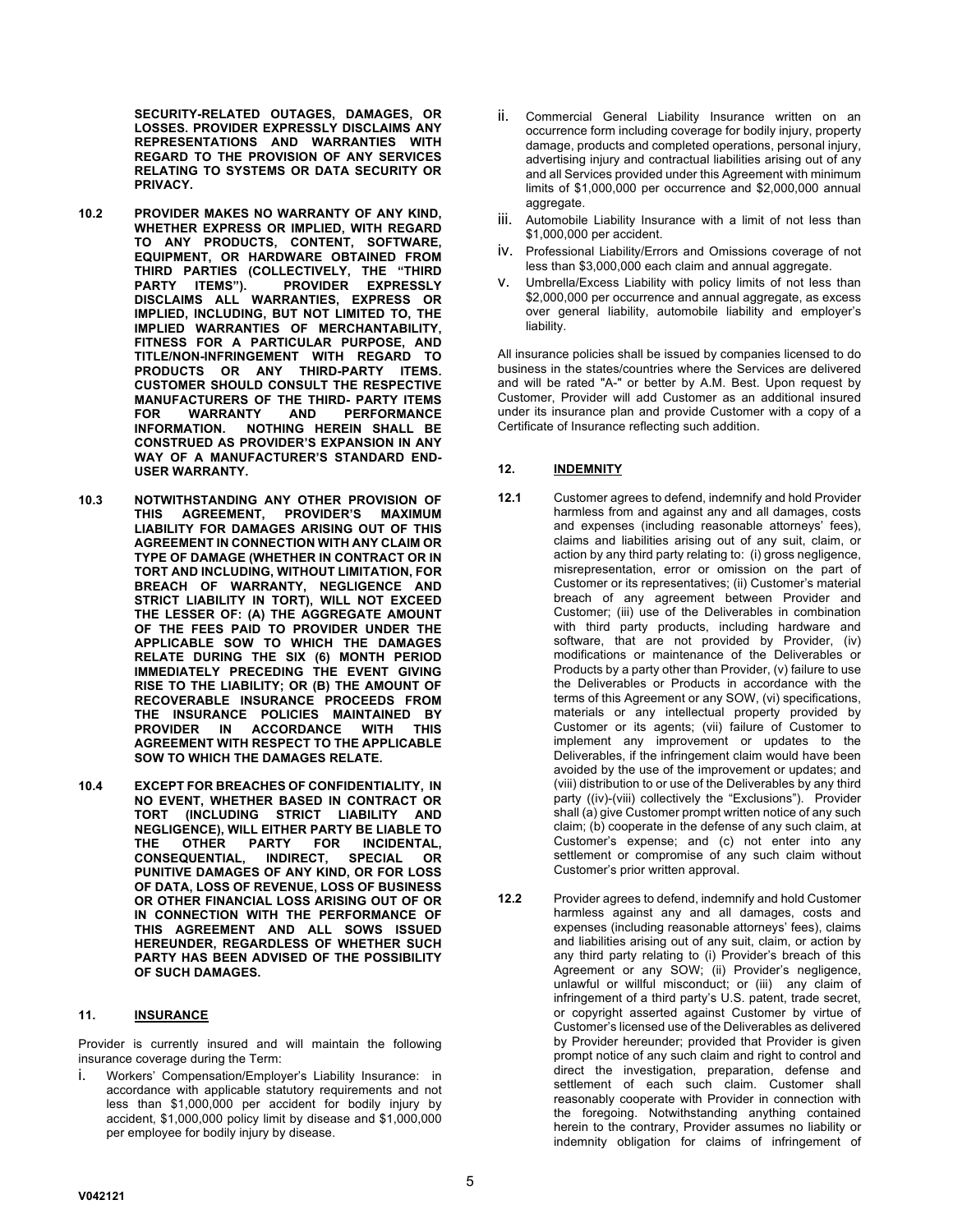**SECURITY-RELATED OUTAGES, DAMAGES, OR LOSSES. PROVIDER EXPRESSLY DISCLAIMS ANY REPRESENTATIONS AND WARRANTIES WITH REGARD TO THE PROVISION OF ANY SERVICES RELATING TO SYSTEMS OR DATA SECURITY OR PRIVACY.**

**10.2 PROVIDER MAKES NO WARRANTY OF ANY KIND, WHETHER EXPRESS OR IMPLIED, WITH REGARD TO ANY PRODUCTS, CONTENT, SOFTWARE, EQUIPMENT, OR HARDWARE OBTAINED FROM THIRD PARTIES (COLLECTIVELY, THE "THIRD PARTY ITEMS"). PROVIDER EXPRESSLY DISCLAIMS ALL WARRANTIES, EXPRESS OR IMPLIED, INCLUDING, BUT NOT LIMITED TO, THE IMPLIED WARRANTIES OF MERCHANTABILITY, FITNESS FOR A PARTICULAR PURPOSE, AND TITLE/NON-INFRINGEMENT WITH REGARD TO PRODUCTS OR ANY THIRD-PARTY ITEMS. CUSTOMER SHOULD CONSULT THE RESPECTIVE MANUFACTURERS OF THE THIRD- PARTY ITEMS FOR WARRANTY AND PERFORMANCE INFORMATION. NOTHING HEREIN SHALL BE CONSTRUED AS PROVIDER'S EXPANSION IN ANY WAY OF A MANUFACTURER'S STANDARD END-USER WARRANTY.**

**10.3 NOTWITHSTANDING ANY OTHER PROVISION OF THIS AGREEMENT, PROVIDER'S MAXIMUM LIABILITY FOR DAMAGES ARISING OUT OF THIS AGREEMENT IN CONNECTION WITH ANY CLAIM OR TYPE OF DAMAGE (WHETHER IN CONTRACT OR IN TORT AND INCLUDING, WITHOUT LIMITATION, FOR BREACH OF WARRANTY, NEGLIGENCE AND STRICT LIABILITY IN TORT), WILL NOT EXCEED THE LESSER OF: (A) THE AGGREGATE AMOUNT OF THE FEES PAID TO PROVIDER UNDER THE APPLICABLE SOW TO WHICH THE DAMAGES RELATE DURING THE SIX (6) MONTH PERIOD IMMEDIATELY PRECEDING THE EVENT GIVING RISE TO THE LIABILITY; OR (B) THE AMOUNT OF RECOVERABLE INSURANCE PROCEEDS FROM THE INSURANCE POLICIES MAINTAINED BY PROVIDER IN ACCORDANCE WITH THIS AGREEMENT WITH RESPECT TO THE APPLICABLE SOW TO WHICH THE DAMAGES RELATE.**

**10.4 EXCEPT FOR BREACHES OF CONFIDENTIALITY, IN NO EVENT, WHETHER BASED IN CONTRACT OR TORT (INCLUDING STRICT LIABILITY AND NEGLIGENCE), WILL EITHER PARTY BE LIABLE TO THE OTHER PARTY FOR INCIDENTAL, CONSEQUENTIAL, INDIRECT, SPECIAL OR PUNITIVE DAMAGES OF ANY KIND, OR FOR LOSS OF DATA, LOSS OF REVENUE, LOSS OF BUSINESS OR OTHER FINANCIAL LOSS ARISING OUT OF OR IN CONNECTION WITH THE PERFORMANCE OF THIS AGREEMENT AND ALL SOWS ISSUED HEREUNDER, REGARDLESS OF WHETHER SUCH PARTY HAS BEEN ADVISED OF THE POSSIBILITY OF SUCH DAMAGES.**

## 11. INSURANCE

Provider is currently insured and will maintain the following insurance coverage during the Term:

i. Workers' Compensation/Employer's Liability Insurance: in accordance with applicable statutory requirements and not less than $1,000,000 per accident for bodily injury by accident, $1,000,000 policy limit by disease and $1,000,000 per employee for bodily injury by disease.

ii. Commercial General Liability Insurance written on an occurrence form including coverage for bodily injury, property damage, products and completed operations, personal injury, advertising injury and contractual liabilities arising out of any and all Services provided under this Agreement with minimum limits of $1,000,000 per occurrence and $2,000,000 annual aggregate.

iii. Automobile Liability Insurance with a limit of not less than $1,000,000 per accident.

iv. Professional Liability/Errors and Omissions coverage of not less than $3,000,000 each claim and annual aggregate.

v. Umbrella/Excess Liability with policy limits of not less than $2,000,000 per occurrence and annual aggregate, as excess over general liability, automobile liability and employer's liability.

All insurance policies shall be issued by companies licensed to do business in the states/countries where the Services are delivered and will be rated "A-" or better by A.M. Best. Upon request by Customer, Provider will add Customer as an additional insured under its insurance plan and provide Customer with a copy of a Certificate of Insurance reflecting such addition.

## 12. INDEMNITY

**12.1** Customer agrees to defend, indemnify and hold Provider harmless from and against any and all damages, costs and expenses (including reasonable attorneys' fees), claims and liabilities arising out of any suit, claim, or action by any third party relating to: (i) gross negligence, misrepresentation, error or omission on the part of Customer or its representatives; (ii) Customer's material breach of any agreement between Provider and Customer; (iii) use of the Deliverables in combination with third party products, including hardware and software, that are not provided by Provider, (iv) modifications or maintenance of the Deliverables or Products by a party other than Provider, (v) failure to use the Deliverables or Products in accordance with the terms of this Agreement or any SOW, (vi) specifications, materials or any intellectual property provided by Customer or its agents; (vii) failure of Customer to implement any improvement or updates to the Deliverables, if the infringement claim would have been avoided by the use of the improvement or updates; and (viii) distribution to or use of the Deliverables by any third party ((iv)-(viii) collectively the "Exclusions"). Provider shall (a) give Customer prompt written notice of any such claim; (b) cooperate in the defense of any such claim, at Customer's expense; and (c) not enter into any settlement or compromise of any such claim without Customer's prior written approval.

**12.2** Provider agrees to defend, indemnify and hold Customer harmless against any and all damages, costs and expenses (including reasonable attorneys' fees), claims and liabilities arising out of any suit, claim, or action by any third party relating to (i) Provider's breach of this Agreement or any SOW; (ii) Provider's negligence, unlawful or willful misconduct; or (iii) any claim of infringement of a third party's U.S. patent, trade secret, or copyright asserted against Customer by virtue of Customer's licensed use of the Deliverables as delivered by Provider hereunder; provided that Provider is given prompt notice of any such claim and right to control and direct the investigation, preparation, defense and settlement of each such claim. Customer shall reasonably cooperate with Provider in connection with the foregoing. Notwithstanding anything contained herein to the contrary, Provider assumes no liability or indemnity obligation for claims of infringement of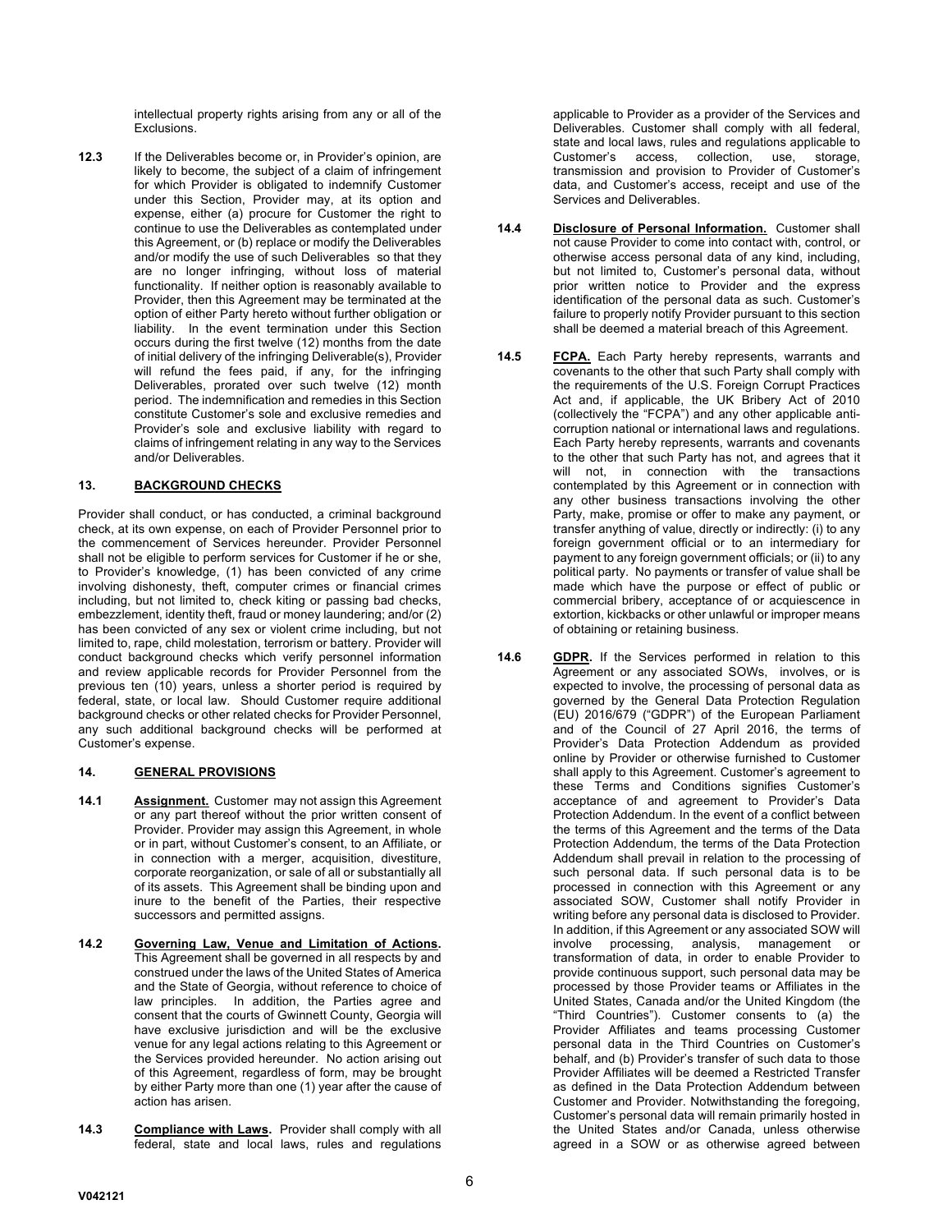intellectual property rights arising from any or all of the Exclusions.

**12.3** If the Deliverables become or, in Provider's opinion, are likely to become, the subject of a claim of infringement for which Provider is obligated to indemnify Customer under this Section, Provider may, at its option and expense, either (a) procure for Customer the right to continue to use the Deliverables as contemplated under this Agreement, or (b) replace or modify the Deliverables and/or modify the use of such Deliverables so that they are no longer infringing, without loss of material functionality. If neither option is reasonably available to Provider, then this Agreement may be terminated at the option of either Party hereto without further obligation or liability. In the event termination under this Section occurs during the first twelve (12) months from the date of initial delivery of the infringing Deliverable(s), Provider will refund the fees paid, if any, for the infringing Deliverables, prorated over such twelve (12) month period. The indemnification and remedies in this Section constitute Customer's sole and exclusive remedies and Provider's sole and exclusive liability with regard to claims of infringement relating in any way to the Services and/or Deliverables.

## 13. BACKGROUND CHECKS

Provider shall conduct, or has conducted, a criminal background check, at its own expense, on each of Provider Personnel prior to the commencement of Services hereunder. Provider Personnel shall not be eligible to perform services for Customer if he or she, to Provider's knowledge, (1) has been convicted of any crime involving dishonesty, theft, computer crimes or financial crimes including, but not limited to, check kiting or passing bad checks, embezzlement, identity theft, fraud or money laundering; and/or (2) has been convicted of any sex or violent crime including, but not limited to, rape, child molestation, terrorism or battery. Provider will conduct background checks which verify personnel information and review applicable records for Provider Personnel from the previous ten (10) years, unless a shorter period is required by federal, state, or local law. Should Customer require additional background checks or other related checks for Provider Personnel, any such additional background checks will be performed at Customer's expense.

## 14. GENERAL PROVISIONS

**14.1** **Assignment.** Customer may not assign this Agreement or any part thereof without the prior written consent of Provider. Provider may assign this Agreement, in whole or in part, without Customer's consent, to an Affiliate, or in connection with a merger, acquisition, divestiture, corporate reorganization, or sale of all or substantially all of its assets. This Agreement shall be binding upon and inure to the benefit of the Parties, their respective successors and permitted assigns.

**14.2** **Governing Law, Venue and Limitation of Actions.** This Agreement shall be governed in all respects by and construed under the laws of the United States of America and the State of Georgia, without reference to choice of law principles. In addition, the Parties agree and consent that the courts of Gwinnett County, Georgia will have exclusive jurisdiction and will be the exclusive venue for any legal actions relating to this Agreement or the Services provided hereunder. No action arising out of this Agreement, regardless of form, may be brought by either Party more than one (1) year after the cause of action has arisen.

**14.3** **Compliance with Laws.** Provider shall comply with all federal, state and local laws, rules and regulations applicable to Provider as a provider of the Services and Deliverables. Customer shall comply with all federal, state and local laws, rules and regulations applicable to Customer's access, collection, use, storage, transmission and provision to Provider of Customer's data, and Customer's access, receipt and use of the Services and Deliverables.

**14.4** **Disclosure of Personal Information.** Customer shall not cause Provider to come into contact with, control, or otherwise access personal data of any kind, including, but not limited to, Customer's personal data, without prior written notice to Provider and the express identification of the personal data as such. Customer's failure to properly notify Provider pursuant to this section shall be deemed a material breach of this Agreement.

**14.5** **FCPA.** Each Party hereby represents, warrants and covenants to the other that such Party shall comply with the requirements of the U.S. Foreign Corrupt Practices Act and, if applicable, the UK Bribery Act of 2010 (collectively the "FCPA") and any other applicable anti-corruption national or international laws and regulations. Each Party hereby represents, warrants and covenants to the other that such Party has not, and agrees that it will not, in connection with the transactions contemplated by this Agreement or in connection with any other business transactions involving the other Party, make, promise or offer to make any payment, or transfer anything of value, directly or indirectly: (i) to any foreign government official or to an intermediary for payment to any foreign government officials; or (ii) to any political party. No payments or transfer of value shall be made which have the purpose or effect of public or commercial bribery, acceptance of or acquiescence in extortion, kickbacks or other unlawful or improper means of obtaining or retaining business.

**14.6** **GDPR.** If the Services performed in relation to this Agreement or any associated SOWs, involves, or is expected to involve, the processing of personal data as governed by the General Data Protection Regulation (EU) 2016/679 ("GDPR") of the European Parliament and of the Council of 27 April 2016, the terms of Provider's Data Protection Addendum as provided online by Provider or otherwise furnished to Customer shall apply to this Agreement. Customer's agreement to these Terms and Conditions signifies Customer's acceptance of and agreement to Provider's Data Protection Addendum. In the event of a conflict between the terms of this Agreement and the terms of the Data Protection Addendum, the terms of the Data Protection Addendum shall prevail in relation to the processing of such personal data. If such personal data is to be processed in connection with this Agreement or any associated SOW, Customer shall notify Provider in writing before any personal data is disclosed to Provider. In addition, if this Agreement or any associated SOW will involve processing, analysis, management or transformation of data, in order to enable Provider to provide continuous support, such personal data may be processed by those Provider teams or Affiliates in the United States, Canada and/or the United Kingdom (the "Third Countries"). Customer consents to (a) the Provider Affiliates and teams processing Customer personal data in the Third Countries on Customer's behalf, and (b) Provider's transfer of such data to those Provider Affiliates will be deemed a Restricted Transfer as defined in the Data Protection Addendum between Customer and Provider. Notwithstanding the foregoing, Customer's personal data will remain primarily hosted in the United States and/or Canada, unless otherwise agreed in a SOW or as otherwise agreed between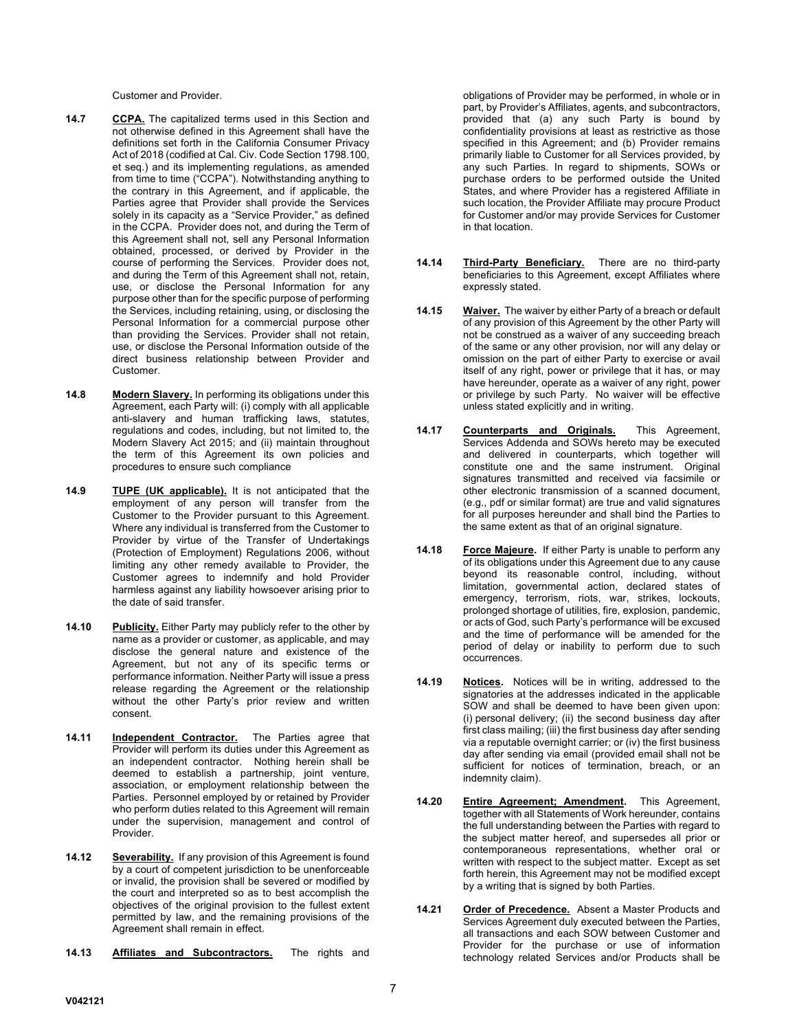Customer and Provider.

**14.7 CCPA.** The capitalized terms used in this Section and not otherwise defined in this Agreement shall have the definitions set forth in the California Consumer Privacy Act of 2018 (codified at Cal. Civ. Code Section 1798.100, et seq.) and its implementing regulations, as amended from time to time ("CCPA"). Notwithstanding anything to the contrary in this Agreement, and if applicable, the Parties agree that Provider shall provide the Services solely in its capacity as a "Service Provider," as defined in the CCPA. Provider does not, and during the Term of this Agreement shall not, sell any Personal Information obtained, processed, or derived by Provider in the course of performing the Services. Provider does not, and during the Term of this Agreement shall not, retain, use, or disclose the Personal Information for any purpose other than for the specific purpose of performing the Services, including retaining, using, or disclosing the Personal Information for a commercial purpose other than providing the Services. Provider shall not retain, use, or disclose the Personal Information outside of the direct business relationship between Provider and Customer.

**14.8 Modern Slavery.** In performing its obligations under this Agreement, each Party will: (i) comply with all applicable anti-slavery and human trafficking laws, statutes, regulations and codes, including, but not limited to, the Modern Slavery Act 2015; and (ii) maintain throughout the term of this Agreement its own policies and procedures to ensure such compliance

**14.9 TUPE (UK applicable).** It is not anticipated that the employment of any person will transfer from the Customer to the Provider pursuant to this Agreement. Where any individual is transferred from the Customer to Provider by virtue of the Transfer of Undertakings (Protection of Employment) Regulations 2006, without limiting any other remedy available to Provider, the Customer agrees to indemnify and hold Provider harmless against any liability howsoever arising prior to the date of said transfer.

**14.10 Publicity.** Either Party may publicly refer to the other by name as a provider or customer, as applicable, and may disclose the general nature and existence of the Agreement, but not any of its specific terms or performance information. Neither Party will issue a press release regarding the Agreement or the relationship without the other Party's prior review and written consent.

**14.11 Independent Contractor.** The Parties agree that Provider will perform its duties under this Agreement as an independent contractor. Nothing herein shall be deemed to establish a partnership, joint venture, association, or employment relationship between the Parties. Personnel employed by or retained by Provider who perform duties related to this Agreement will remain under the supervision, management and control of Provider.

**14.12 Severability.** If any provision of this Agreement is found by a court of competent jurisdiction to be unenforceable or invalid, the provision shall be severed or modified by the court and interpreted so as to best accomplish the objectives of the original provision to the fullest extent permitted by law, and the remaining provisions of the Agreement shall remain in effect.

**14.13 Affiliates and Subcontractors.** The rights and obligations of Provider may be performed, in whole or in part, by Provider's Affiliates, agents, and subcontractors, provided that (a) any such Party is bound by confidentiality provisions at least as restrictive as those specified in this Agreement; and (b) Provider remains primarily liable to Customer for all Services provided, by any such Parties. In regard to shipments, SOWs or purchase orders to be performed outside the United States, and where Provider has a registered Affiliate in such location, the Provider Affiliate may procure Product for Customer and/or may provide Services for Customer in that location.

**14.14 Third-Party Beneficiary.** There are no third-party beneficiaries to this Agreement, except Affiliates where expressly stated.

**14.15 Waiver.** The waiver by either Party of a breach or default of any provision of this Agreement by the other Party will not be construed as a waiver of any succeeding breach of the same or any other provision, nor will any delay or omission on the part of either Party to exercise or avail itself of any right, power or privilege that it has, or may have hereunder, operate as a waiver of any right, power or privilege by such Party. No waiver will be effective unless stated explicitly and in writing.

**14.17 Counterparts and Originals.** This Agreement, Services Addenda and SOWs hereto may be executed and delivered in counterparts, which together will constitute one and the same instrument. Original signatures transmitted and received via facsimile or other electronic transmission of a scanned document, (e.g., pdf or similar format) are true and valid signatures for all purposes hereunder and shall bind the Parties to the same extent as that of an original signature.

**14.18 Force Majeure.** If either Party is unable to perform any of its obligations under this Agreement due to any cause beyond its reasonable control, including, without limitation, governmental action, declared states of emergency, terrorism, riots, war, strikes, lockouts, prolonged shortage of utilities, fire, explosion, pandemic, or acts of God, such Party's performance will be excused and the time of performance will be amended for the period of delay or inability to perform due to such occurrences.

**14.19 Notices.** Notices will be in writing, addressed to the signatories at the addresses indicated in the applicable SOW and shall be deemed to have been given upon: (i) personal delivery; (ii) the second business day after first class mailing; (iii) the first business day after sending via a reputable overnight carrier; or (iv) the first business day after sending via email (provided email shall not be sufficient for notices of termination, breach, or an indemnity claim).

**14.20 Entire Agreement; Amendment.** This Agreement, together with all Statements of Work hereunder, contains the full understanding between the Parties with regard to the subject matter hereof, and supersedes all prior or contemporaneous representations, whether oral or written with respect to the subject matter. Except as set forth herein, this Agreement may not be modified except by a writing that is signed by both Parties.

**14.21 Order of Precedence.** Absent a Master Products and Services Agreement duly executed between the Parties, all transactions and each SOW between Customer and Provider for the purchase or use of information technology related Services and/or Products shall be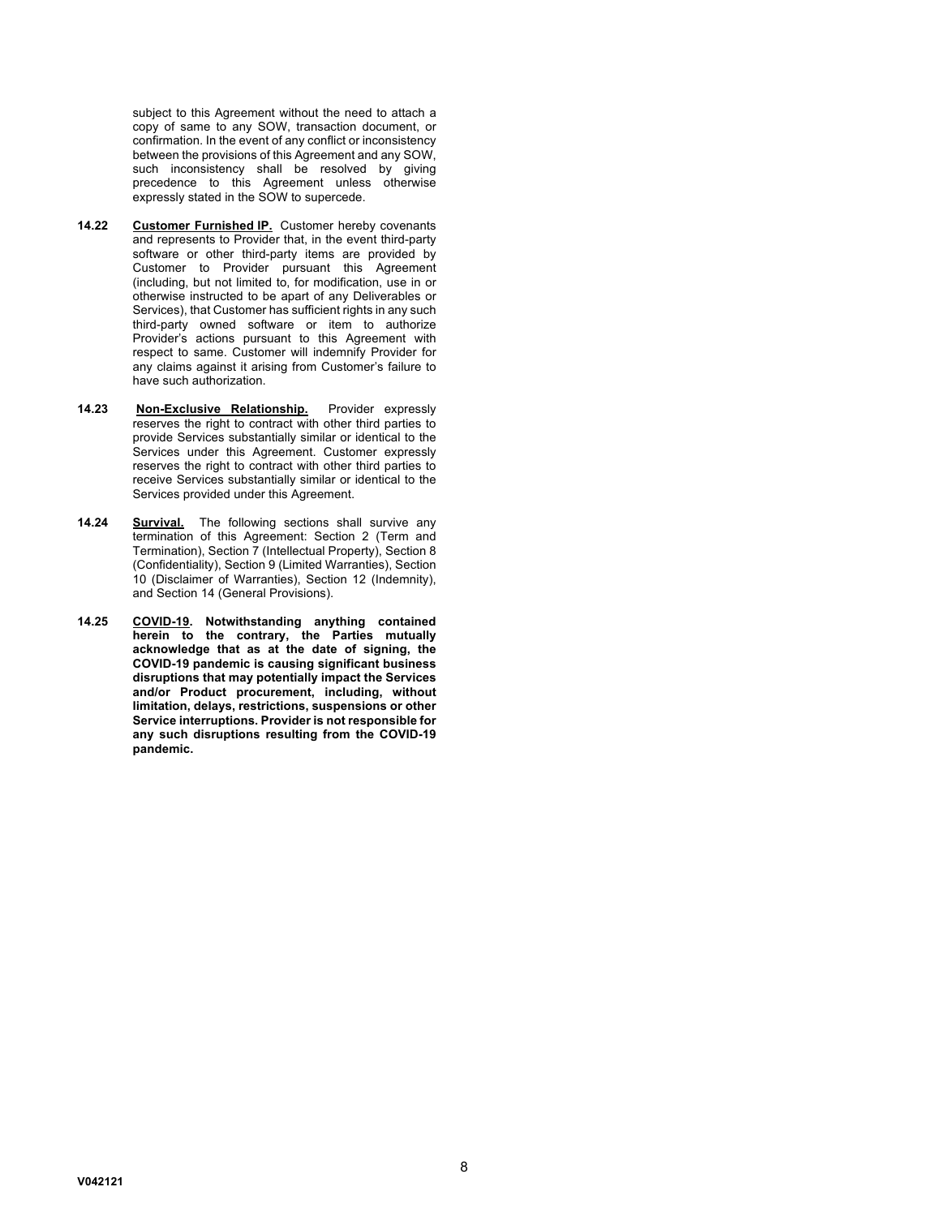subject to this Agreement without the need to attach a copy of same to any SOW, transaction document, or confirmation. In the event of any conflict or inconsistency between the provisions of this Agreement and any SOW, such inconsistency shall be resolved by giving precedence to this Agreement unless otherwise expressly stated in the SOW to supercede.

**14.22** **Customer Furnished IP.** Customer hereby covenants and represents to Provider that, in the event third-party software or other third-party items are provided by Customer to Provider pursuant this Agreement (including, but not limited to, for modification, use in or otherwise instructed to be apart of any Deliverables or Services), that Customer has sufficient rights in any such third-party owned software or item to authorize Provider's actions pursuant to this Agreement with respect to same. Customer will indemnify Provider for any claims against it arising from Customer's failure to have such authorization.

**14.23** **Non-Exclusive Relationship.** Provider expressly reserves the right to contract with other third parties to provide Services substantially similar or identical to the Services under this Agreement. Customer expressly reserves the right to contract with other third parties to receive Services substantially similar or identical to the Services provided under this Agreement.

**14.24** **Survival.** The following sections shall survive any termination of this Agreement: Section 2 (Term and Termination), Section 7 (Intellectual Property), Section 8 (Confidentiality), Section 9 (Limited Warranties), Section 10 (Disclaimer of Warranties), Section 12 (Indemnity), and Section 14 (General Provisions).

**14.25** **COVID-19. Notwithstanding anything contained herein to the contrary, the Parties mutually acknowledge that as at the date of signing, the COVID-19 pandemic is causing significant business disruptions that may potentially impact the Services and/or Product procurement, including, without limitation, delays, restrictions, suspensions or other Service interruptions. Provider is not responsible for any such disruptions resulting from the COVID-19 pandemic.**

V042121